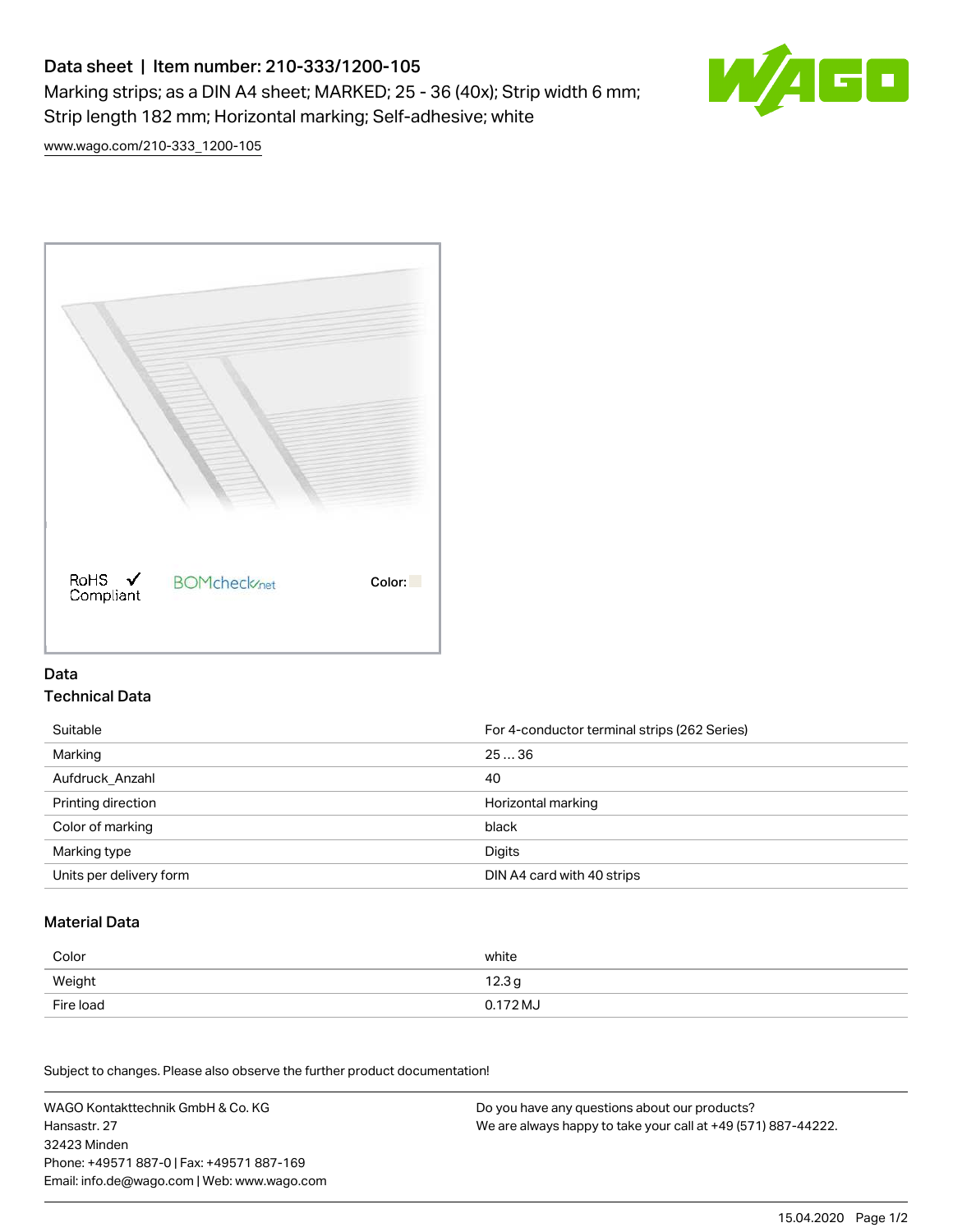# Data sheet | Item number: 210-333/1200-105

Marking strips; as a DIN A4 sheet; MARKED; 25 - 36 (40x); Strip width 6 mm; Strip length 182 mm; Horizontal marking; Self-adhesive; white

www.wago.com/210-333_1200-105

RoHS Compliant ✓ BOMcheck.net Color:

## Data

### Technical Data

| | |
|---|---|
| Suitable | For 4-conductor terminal strips (262 Series) |
| Marking | 25 … 36 |
| Aufdruck_Anzahl | 40 |
| Printing direction | Horizontal marking |
| Color of marking | black |
| Marking type | Digits |
| Units per delivery form | DIN A4 card with 40 strips |

### Material Data

| | |
|---|---|
| Color | white |
| Weight | 12.3 g |
| Fire load | 0.172 MJ |

Subject to changes. Please also observe the further product documentation!

WAGO Kontakttechnik GmbH & Co. KG
Hansastr. 27
32423 Minden
Phone: +49571 887-0 | Fax: +49571 887-169
Email: info.de@wago.com | Web: www.wago.com

Do you have any questions about our products?
We are always happy to take your call at +49 (571) 887-44222.

15.04.2020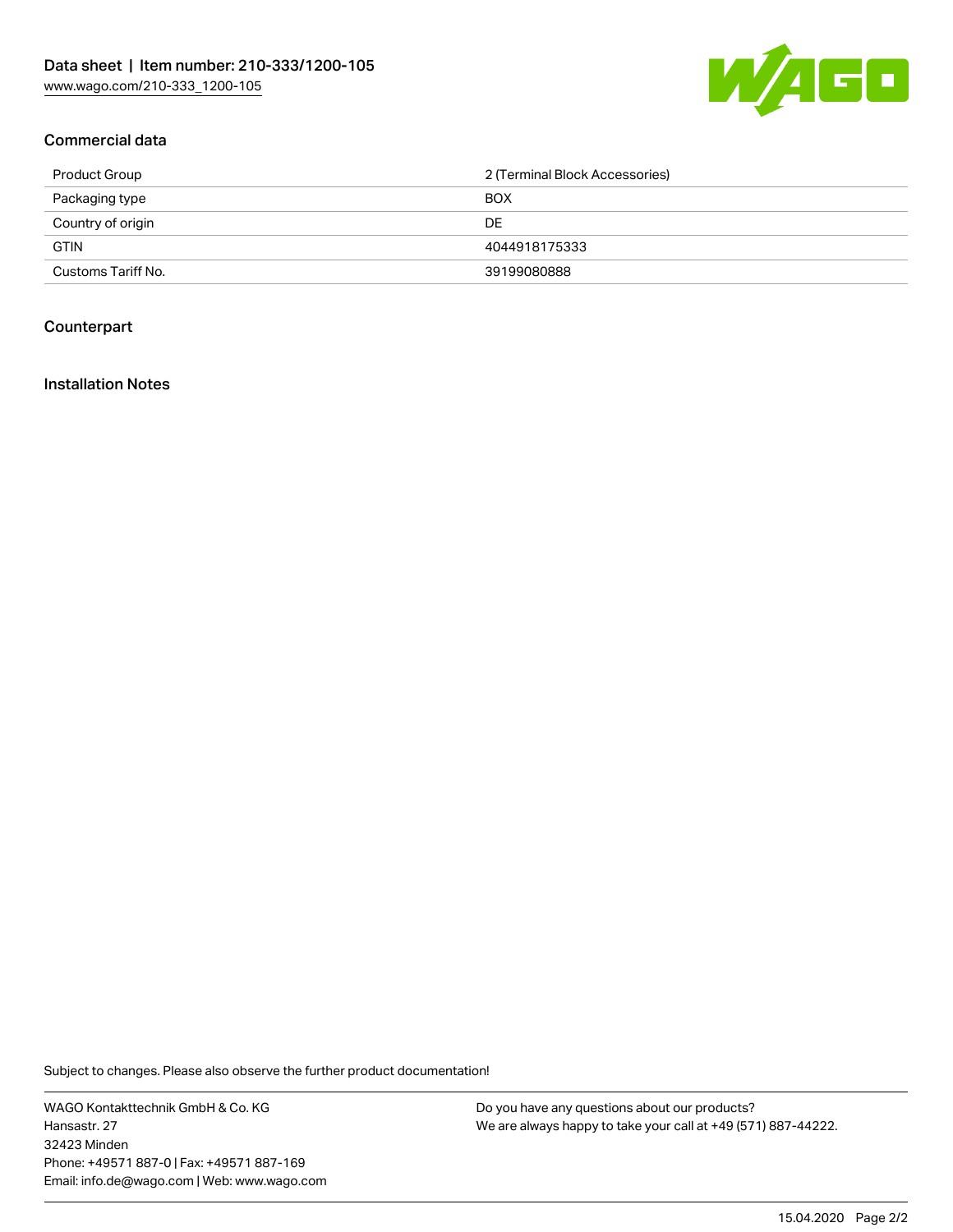## Commercial data

| | |
|---|---|
| Product Group | 2 (Terminal Block Accessories) |
| Packaging type | BOX |
| Country of origin | DE |
| GTIN | 4044918175333 |
| Customs Tariff No. | 39199080888 |

## Counterpart

## Installation Notes

Subject to changes. Please also observe the further product documentation!

WAGO Kontakttechnik GmbH & Co. KG
Hansastr. 27
32423 Minden
Phone: +49571 887-0 | Fax: +49571 887-169
Email: info.de@wago.com | Web: www.wago.com

Do you have any questions about our products?
We are always happy to take your call at +49 (571) 887-44222.

15.04.2020